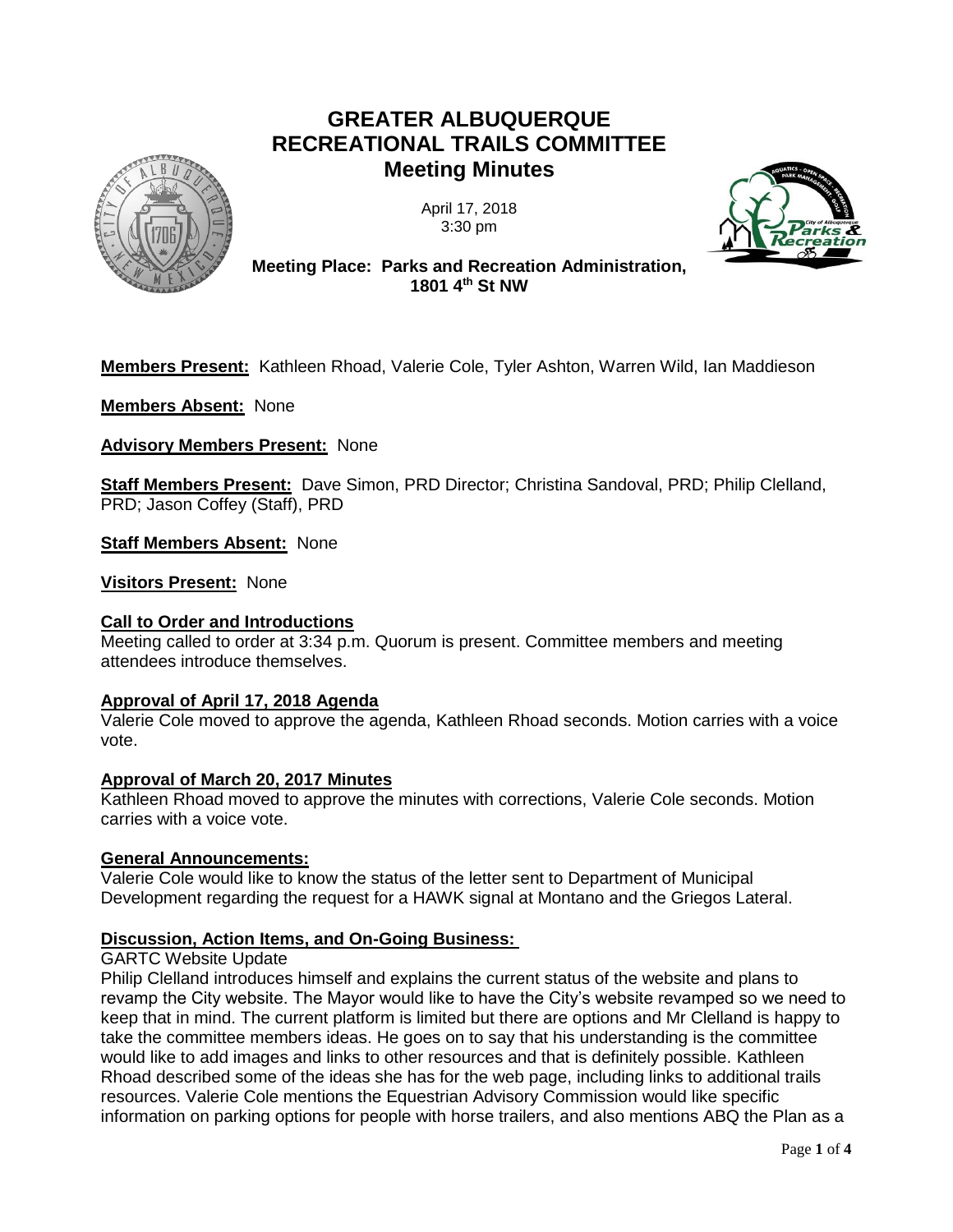# GREATER ALBUQUERQUE RECREATIONAL TRAILS COMMITTEE
## Meeting Minutes

April 17, 2018
3:30 pm

**Meeting Place: Parks and Recreation Administration, 1801 4th St NW**

**Members Present:** Kathleen Rhoad, Valerie Cole, Tyler Ashton, Warren Wild, Ian Maddieson

**Members Absent:** None

**Advisory Members Present:** None

**Staff Members Present:** Dave Simon, PRD Director; Christina Sandoval, PRD; Philip Clelland, PRD; Jason Coffey (Staff), PRD

**Staff Members Absent:** None

**Visitors Present:** None

### Call to Order and Introductions

Meeting called to order at 3:34 p.m. Quorum is present. Committee members and meeting attendees introduce themselves.

### Approval of April 17, 2018 Agenda

Valerie Cole moved to approve the agenda, Kathleen Rhoad seconds. Motion carries with a voice vote.

### Approval of March 20, 2017 Minutes

Kathleen Rhoad moved to approve the minutes with corrections, Valerie Cole seconds. Motion carries with a voice vote.

### General Announcements:

Valerie Cole would like to know the status of the letter sent to Department of Municipal Development regarding the request for a HAWK signal at Montano and the Griegos Lateral.

### Discussion, Action Items, and On-Going Business:

GARTC Website Update

Philip Clelland introduces himself and explains the current status of the website and plans to revamp the City website. The Mayor would like to have the City's website revamped so we need to keep that in mind. The current platform is limited but there are options and Mr Clelland is happy to take the committee members ideas. He goes on to say that his understanding is the committee would like to add images and links to other resources and that is definitely possible. Kathleen Rhoad described some of the ideas she has for the web page, including links to additional trails resources. Valerie Cole mentions the Equestrian Advisory Commission would like specific information on parking options for people with horse trailers, and also mentions ABQ the Plan as a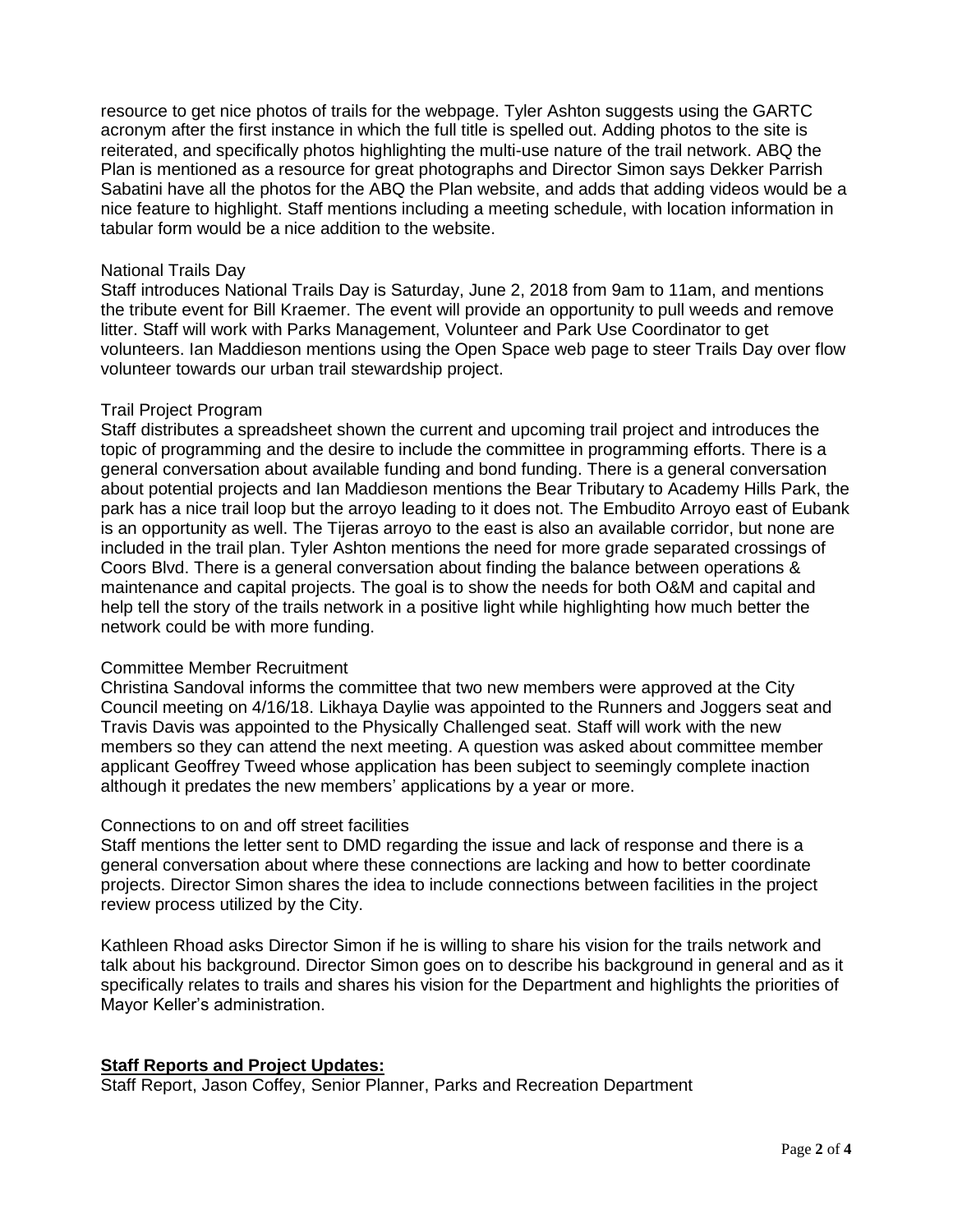resource to get nice photos of trails for the webpage. Tyler Ashton suggests using the GARTC acronym after the first instance in which the full title is spelled out. Adding photos to the site is reiterated, and specifically photos highlighting the multi-use nature of the trail network. ABQ the Plan is mentioned as a resource for great photographs and Director Simon says Dekker Parrish Sabatini have all the photos for the ABQ the Plan website, and adds that adding videos would be a nice feature to highlight. Staff mentions including a meeting schedule, with location information in tabular form would be a nice addition to the website.

National Trails Day

Staff introduces National Trails Day is Saturday, June 2, 2018 from 9am to 11am, and mentions the tribute event for Bill Kraemer. The event will provide an opportunity to pull weeds and remove litter. Staff will work with Parks Management, Volunteer and Park Use Coordinator to get volunteers. Ian Maddieson mentions using the Open Space web page to steer Trails Day over flow volunteer towards our urban trail stewardship project.

Trail Project Program

Staff distributes a spreadsheet shown the current and upcoming trail project and introduces the topic of programming and the desire to include the committee in programming efforts. There is a general conversation about available funding and bond funding. There is a general conversation about potential projects and Ian Maddieson mentions the Bear Tributary to Academy Hills Park, the park has a nice trail loop but the arroyo leading to it does not. The Embudito Arroyo east of Eubank is an opportunity as well. The Tijeras arroyo to the east is also an available corridor, but none are included in the trail plan. Tyler Ashton mentions the need for more grade separated crossings of Coors Blvd. There is a general conversation about finding the balance between operations & maintenance and capital projects. The goal is to show the needs for both O&M and capital and help tell the story of the trails network in a positive light while highlighting how much better the network could be with more funding.

Committee Member Recruitment

Christina Sandoval informs the committee that two new members were approved at the City Council meeting on 4/16/18. Likhaya Daylie was appointed to the Runners and Joggers seat and Travis Davis was appointed to the Physically Challenged seat. Staff will work with the new members so they can attend the next meeting. A question was asked about committee member applicant Geoffrey Tweed whose application has been subject to seemingly complete inaction although it predates the new members' applications by a year or more.

Connections to on and off street facilities

Staff mentions the letter sent to DMD regarding the issue and lack of response and there is a general conversation about where these connections are lacking and how to better coordinate projects. Director Simon shares the idea to include connections between facilities in the project review process utilized by the City.

Kathleen Rhoad asks Director Simon if he is willing to share his vision for the trails network and talk about his background. Director Simon goes on to describe his background in general and as it specifically relates to trails and shares his vision for the Department and highlights the priorities of Mayor Keller's administration.

**Staff Reports and Project Updates:**

Staff Report, Jason Coffey, Senior Planner, Parks and Recreation Department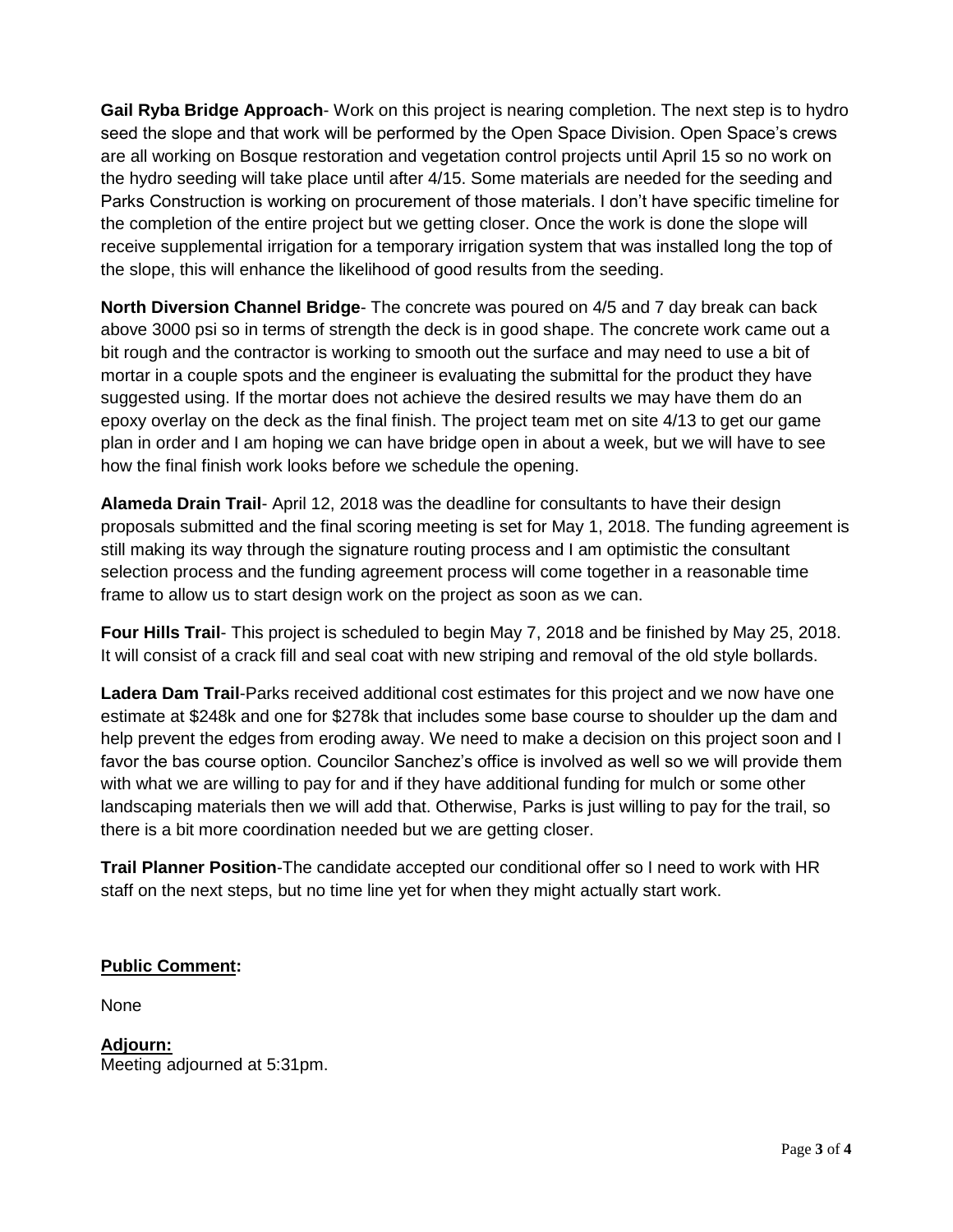**Gail Ryba Bridge Approach**- Work on this project is nearing completion. The next step is to hydro seed the slope and that work will be performed by the Open Space Division. Open Space's crews are all working on Bosque restoration and vegetation control projects until April 15 so no work on the hydro seeding will take place until after 4/15. Some materials are needed for the seeding and Parks Construction is working on procurement of those materials. I don't have specific timeline for the completion of the entire project but we getting closer. Once the work is done the slope will receive supplemental irrigation for a temporary irrigation system that was installed long the top of the slope, this will enhance the likelihood of good results from the seeding.

**North Diversion Channel Bridge**- The concrete was poured on 4/5 and 7 day break can back above 3000 psi so in terms of strength the deck is in good shape. The concrete work came out a bit rough and the contractor is working to smooth out the surface and may need to use a bit of mortar in a couple spots and the engineer is evaluating the submittal for the product they have suggested using. If the mortar does not achieve the desired results we may have them do an epoxy overlay on the deck as the final finish. The project team met on site 4/13 to get our game plan in order and I am hoping we can have bridge open in about a week, but we will have to see how the final finish work looks before we schedule the opening.

**Alameda Drain Trail**- April 12, 2018 was the deadline for consultants to have their design proposals submitted and the final scoring meeting is set for May 1, 2018. The funding agreement is still making its way through the signature routing process and I am optimistic the consultant selection process and the funding agreement process will come together in a reasonable time frame to allow us to start design work on the project as soon as we can.

**Four Hills Trail**- This project is scheduled to begin May 7, 2018 and be finished by May 25, 2018. It will consist of a crack fill and seal coat with new striping and removal of the old style bollards.

**Ladera Dam Trail**-Parks received additional cost estimates for this project and we now have one estimate at $248k and one for $278k that includes some base course to shoulder up the dam and help prevent the edges from eroding away. We need to make a decision on this project soon and I favor the bas course option. Councilor Sanchez's office is involved as well so we will provide them with what we are willing to pay for and if they have additional funding for mulch or some other landscaping materials then we will add that. Otherwise, Parks is just willing to pay for the trail, so there is a bit more coordination needed but we are getting closer.

**Trail Planner Position**-The candidate accepted our conditional offer so I need to work with HR staff on the next steps, but no time line yet for when they might actually start work.

**Public Comment:**

None

**Adjourn:**

Meeting adjourned at 5:31pm.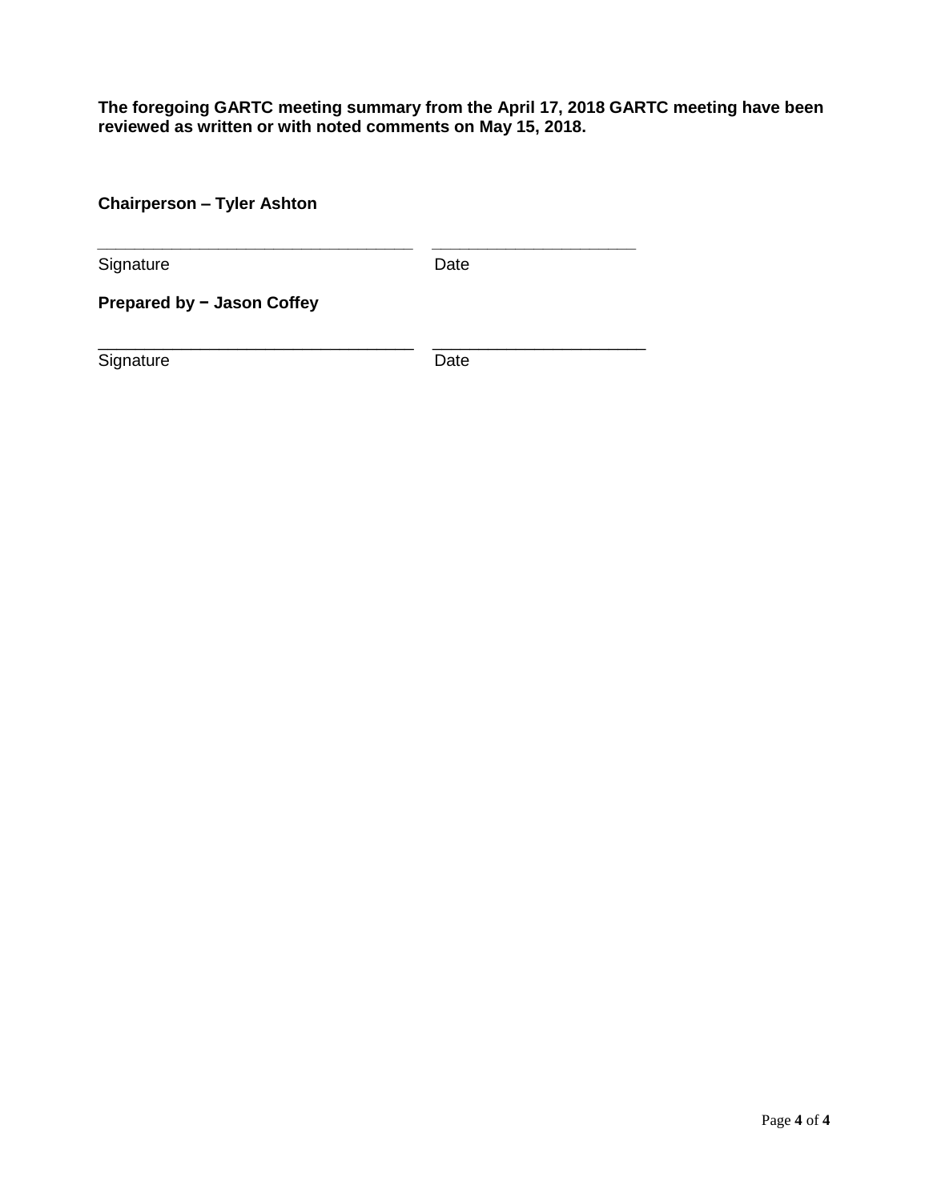**The foregoing GARTC meeting summary from the April 17, 2018 GARTC meeting have been reviewed as written or with noted comments on May 15, 2018.**

**Chairperson – Tyler Ashton**

\_\_\_\_\_\_\_\_\_\_\_\_\_\_\_\_\_\_\_\_\_\_\_\_\_\_\_\_\_\_\_\_\_\_\_ \_\_\_\_\_\_\_\_\_\_\_\_\_\_\_\_\_\_\_\_\_\_\_

Signature Date

**Prepared by − Jason Coffey**

\_\_\_\_\_\_\_\_\_\_\_\_\_\_\_\_\_\_\_\_\_\_\_\_\_\_\_\_\_\_\_\_\_\_\_ \_\_\_\_\_\_\_\_\_\_\_\_\_\_\_\_\_\_\_\_\_\_\_

Signature Date